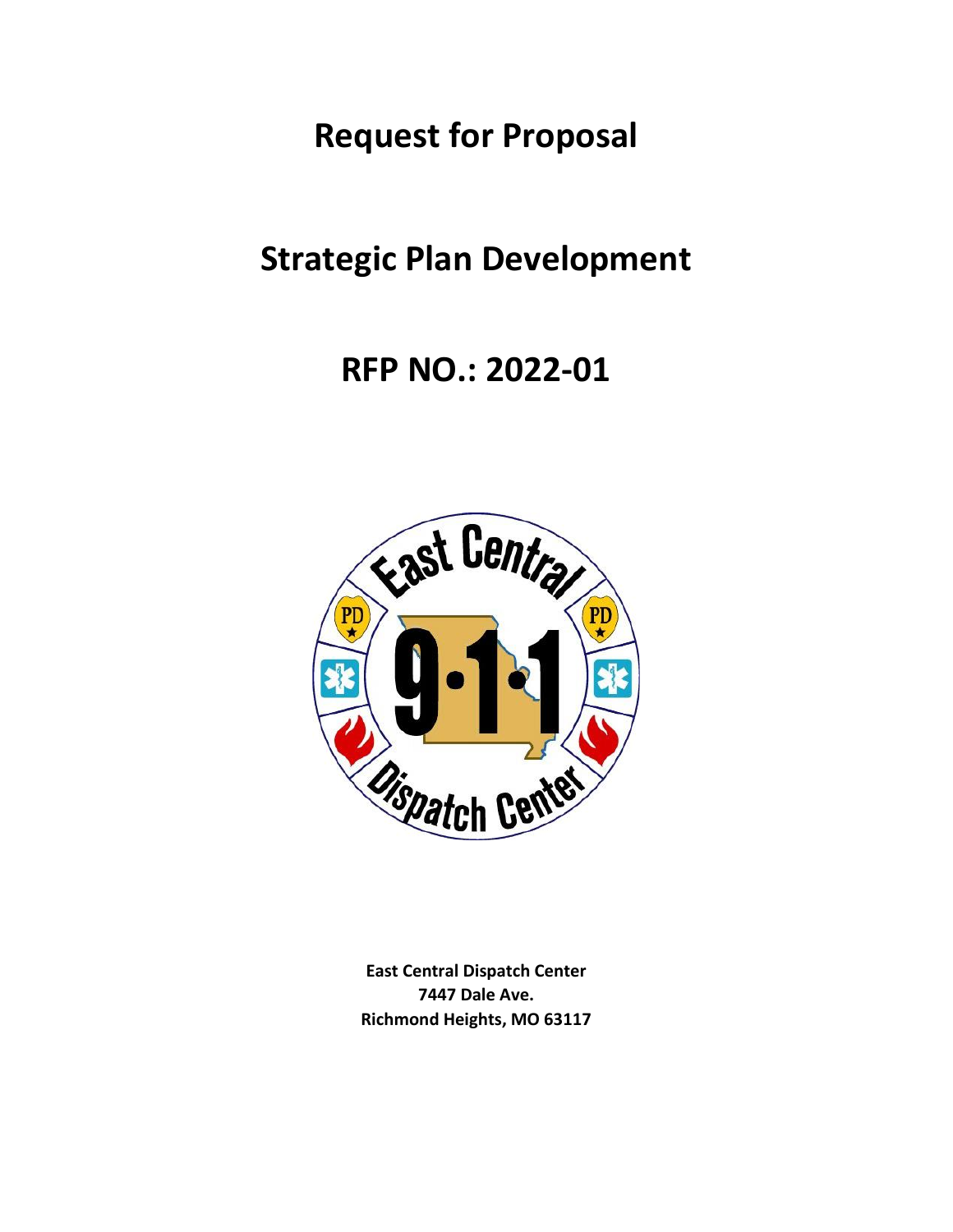# Request for Proposal

# Strategic Plan Development

# RFP NO.: 2022-01

**East Central Dispatch Center**
**7447 Dale Ave.**
**Richmond Heights, MO 63117**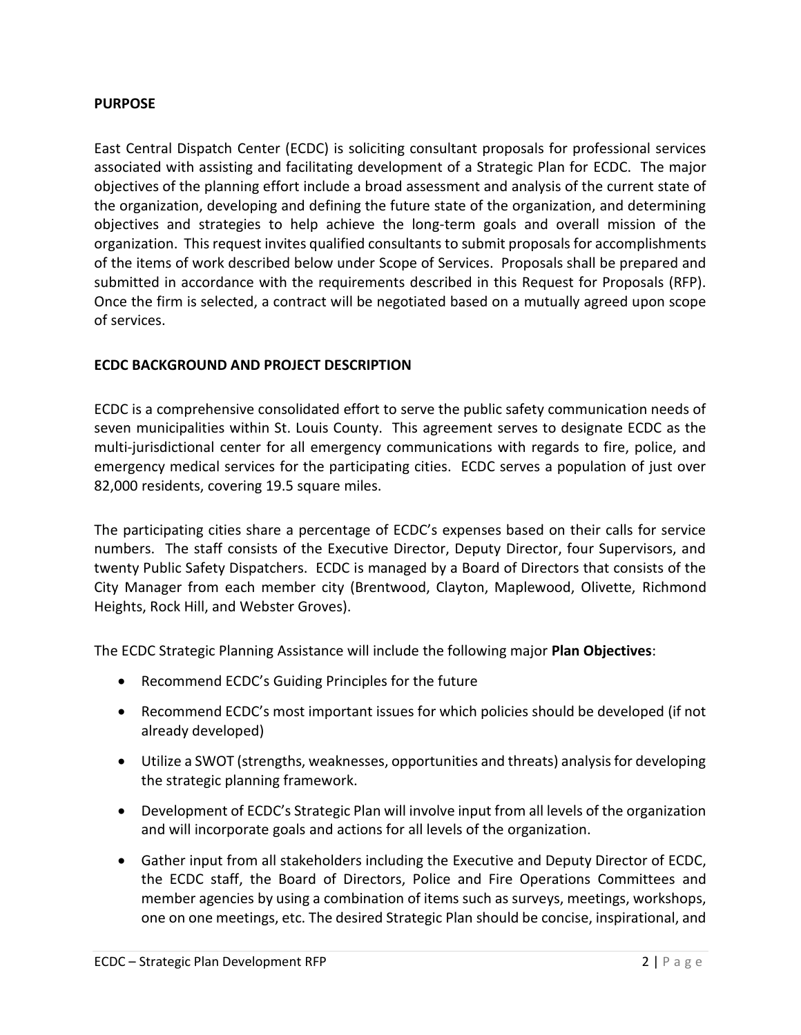**PURPOSE**

East Central Dispatch Center (ECDC) is soliciting consultant proposals for professional services associated with assisting and facilitating development of a Strategic Plan for ECDC. The major objectives of the planning effort include a broad assessment and analysis of the current state of the organization, developing and defining the future state of the organization, and determining objectives and strategies to help achieve the long-term goals and overall mission of the organization. This request invites qualified consultants to submit proposals for accomplishments of the items of work described below under Scope of Services. Proposals shall be prepared and submitted in accordance with the requirements described in this Request for Proposals (RFP). Once the firm is selected, a contract will be negotiated based on a mutually agreed upon scope of services.

**ECDC BACKGROUND AND PROJECT DESCRIPTION**

ECDC is a comprehensive consolidated effort to serve the public safety communication needs of seven municipalities within St. Louis County. This agreement serves to designate ECDC as the multi-jurisdictional center for all emergency communications with regards to fire, police, and emergency medical services for the participating cities. ECDC serves a population of just over 82,000 residents, covering 19.5 square miles.

The participating cities share a percentage of ECDC's expenses based on their calls for service numbers. The staff consists of the Executive Director, Deputy Director, four Supervisors, and twenty Public Safety Dispatchers. ECDC is managed by a Board of Directors that consists of the City Manager from each member city (Brentwood, Clayton, Maplewood, Olivette, Richmond Heights, Rock Hill, and Webster Groves).

The ECDC Strategic Planning Assistance will include the following major **Plan Objectives**:

- Recommend ECDC's Guiding Principles for the future
- Recommend ECDC's most important issues for which policies should be developed (if not already developed)
- Utilize a SWOT (strengths, weaknesses, opportunities and threats) analysis for developing the strategic planning framework.
- Development of ECDC's Strategic Plan will involve input from all levels of the organization and will incorporate goals and actions for all levels of the organization.
- Gather input from all stakeholders including the Executive and Deputy Director of ECDC, the ECDC staff, the Board of Directors, Police and Fire Operations Committees and member agencies by using a combination of items such as surveys, meetings, workshops, one on one meetings, etc. The desired Strategic Plan should be concise, inspirational, and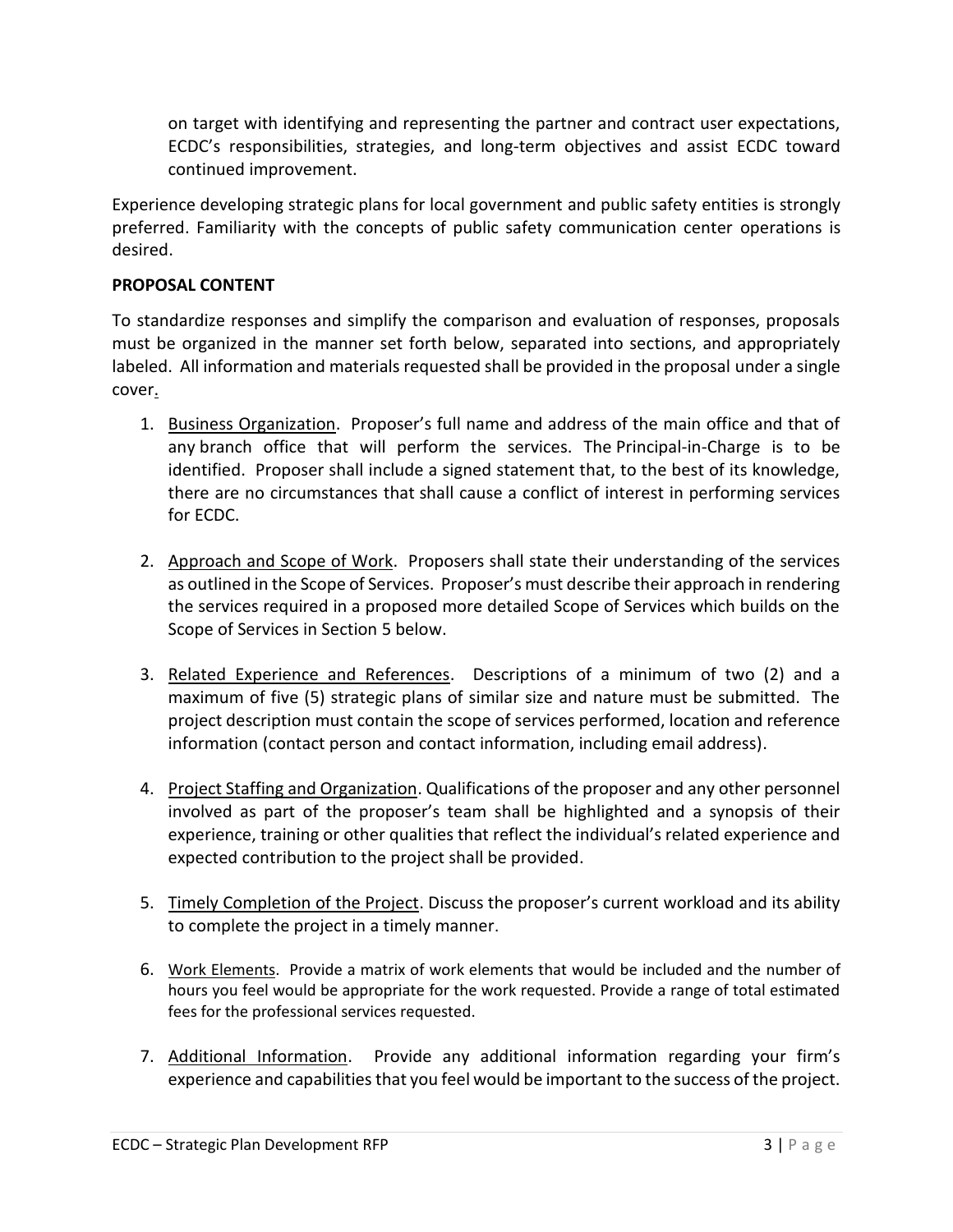on target with identifying and representing the partner and contract user expectations, ECDC's responsibilities, strategies, and long-term objectives and assist ECDC toward continued improvement.

Experience developing strategic plans for local government and public safety entities is strongly preferred. Familiarity with the concepts of public safety communication center operations is desired.

**PROPOSAL CONTENT**

To standardize responses and simplify the comparison and evaluation of responses, proposals must be organized in the manner set forth below, separated into sections, and appropriately labeled. All information and materials requested shall be provided in the proposal under a single cover.

1. Business Organization. Proposer's full name and address of the main office and that of any branch office that will perform the services. The Principal-in-Charge is to be identified. Proposer shall include a signed statement that, to the best of its knowledge, there are no circumstances that shall cause a conflict of interest in performing services for ECDC.

2. Approach and Scope of Work. Proposers shall state their understanding of the services as outlined in the Scope of Services. Proposer's must describe their approach in rendering the services required in a proposed more detailed Scope of Services which builds on the Scope of Services in Section 5 below.

3. Related Experience and References. Descriptions of a minimum of two (2) and a maximum of five (5) strategic plans of similar size and nature must be submitted. The project description must contain the scope of services performed, location and reference information (contact person and contact information, including email address).

4. Project Staffing and Organization. Qualifications of the proposer and any other personnel involved as part of the proposer's team shall be highlighted and a synopsis of their experience, training or other qualities that reflect the individual's related experience and expected contribution to the project shall be provided.

5. Timely Completion of the Project. Discuss the proposer's current workload and its ability to complete the project in a timely manner.

6. Work Elements. Provide a matrix of work elements that would be included and the number of hours you feel would be appropriate for the work requested. Provide a range of total estimated fees for the professional services requested.

7. Additional Information. Provide any additional information regarding your firm's experience and capabilities that you feel would be important to the success of the project.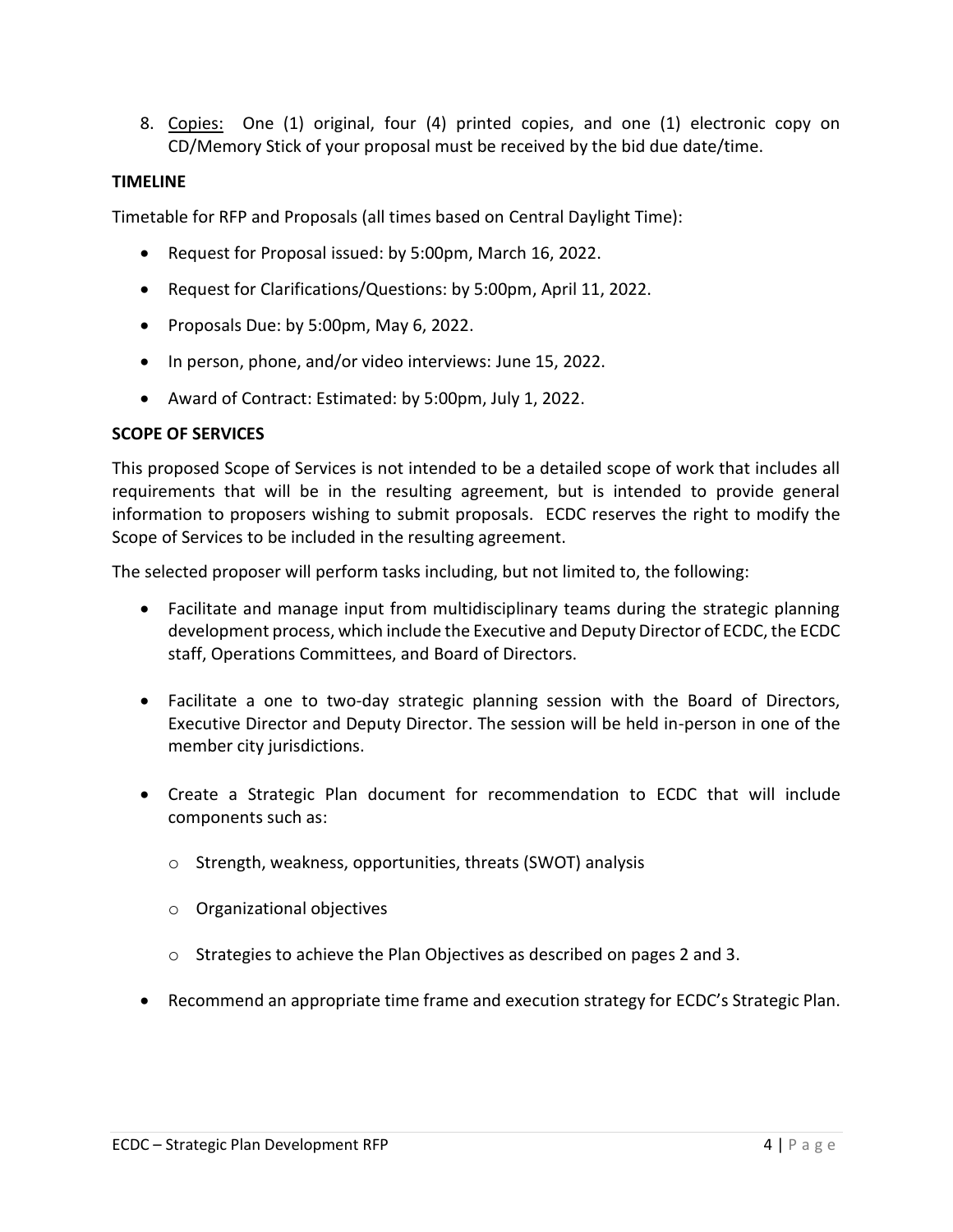8. Copies: One (1) original, four (4) printed copies, and one (1) electronic copy on CD/Memory Stick of your proposal must be received by the bid due date/time.

**TIMELINE**

Timetable for RFP and Proposals (all times based on Central Daylight Time):

- Request for Proposal issued: by 5:00pm, March 16, 2022.
- Request for Clarifications/Questions: by 5:00pm, April 11, 2022.
- Proposals Due: by 5:00pm, May 6, 2022.
- In person, phone, and/or video interviews: June 15, 2022.
- Award of Contract: Estimated: by 5:00pm, July 1, 2022.

**SCOPE OF SERVICES**

This proposed Scope of Services is not intended to be a detailed scope of work that includes all requirements that will be in the resulting agreement, but is intended to provide general information to proposers wishing to submit proposals. ECDC reserves the right to modify the Scope of Services to be included in the resulting agreement.

The selected proposer will perform tasks including, but not limited to, the following:

- Facilitate and manage input from multidisciplinary teams during the strategic planning development process, which include the Executive and Deputy Director of ECDC, the ECDC staff, Operations Committees, and Board of Directors.
- Facilitate a one to two-day strategic planning session with the Board of Directors, Executive Director and Deputy Director. The session will be held in-person in one of the member city jurisdictions.
- Create a Strategic Plan document for recommendation to ECDC that will include components such as:
  - Strength, weakness, opportunities, threats (SWOT) analysis
  - Organizational objectives
  - Strategies to achieve the Plan Objectives as described on pages 2 and 3.
- Recommend an appropriate time frame and execution strategy for ECDC's Strategic Plan.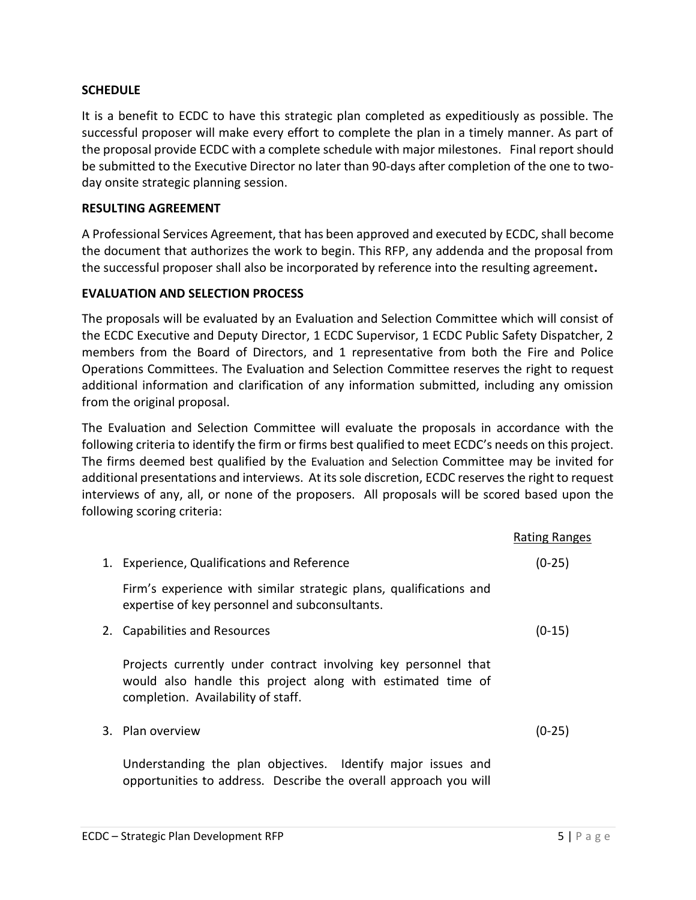**SCHEDULE**

It is a benefit to ECDC to have this strategic plan completed as expeditiously as possible. The successful proposer will make every effort to complete the plan in a timely manner. As part of the proposal provide ECDC with a complete schedule with major milestones. Final report should be submitted to the Executive Director no later than 90-days after completion of the one to two-day onsite strategic planning session.

**RESULTING AGREEMENT**

A Professional Services Agreement, that has been approved and executed by ECDC, shall become the document that authorizes the work to begin. This RFP, any addenda and the proposal from the successful proposer shall also be incorporated by reference into the resulting agreement.

**EVALUATION AND SELECTION PROCESS**

The proposals will be evaluated by an Evaluation and Selection Committee which will consist of the ECDC Executive and Deputy Director, 1 ECDC Supervisor, 1 ECDC Public Safety Dispatcher, 2 members from the Board of Directors, and 1 representative from both the Fire and Police Operations Committees. The Evaluation and Selection Committee reserves the right to request additional information and clarification of any information submitted, including any omission from the original proposal.

The Evaluation and Selection Committee will evaluate the proposals in accordance with the following criteria to identify the firm or firms best qualified to meet ECDC's needs on this project. The firms deemed best qualified by the Evaluation and Selection Committee may be invited for additional presentations and interviews. At its sole discretion, ECDC reserves the right to request interviews of any, all, or none of the proposers. All proposals will be scored based upon the following scoring criteria:

| | Rating Ranges |
|---|---|
| 1. Experience, Qualifications and Reference<br><br>Firm's experience with similar strategic plans, qualifications and expertise of key personnel and subconsultants. | (0-25) |
| 2. Capabilities and Resources<br><br>Projects currently under contract involving key personnel that would also handle this project along with estimated time of completion. Availability of staff. | (0-15) |
| 3. Plan overview<br><br>Understanding the plan objectives. Identify major issues and opportunities to address. Describe the overall approach you will | (0-25) |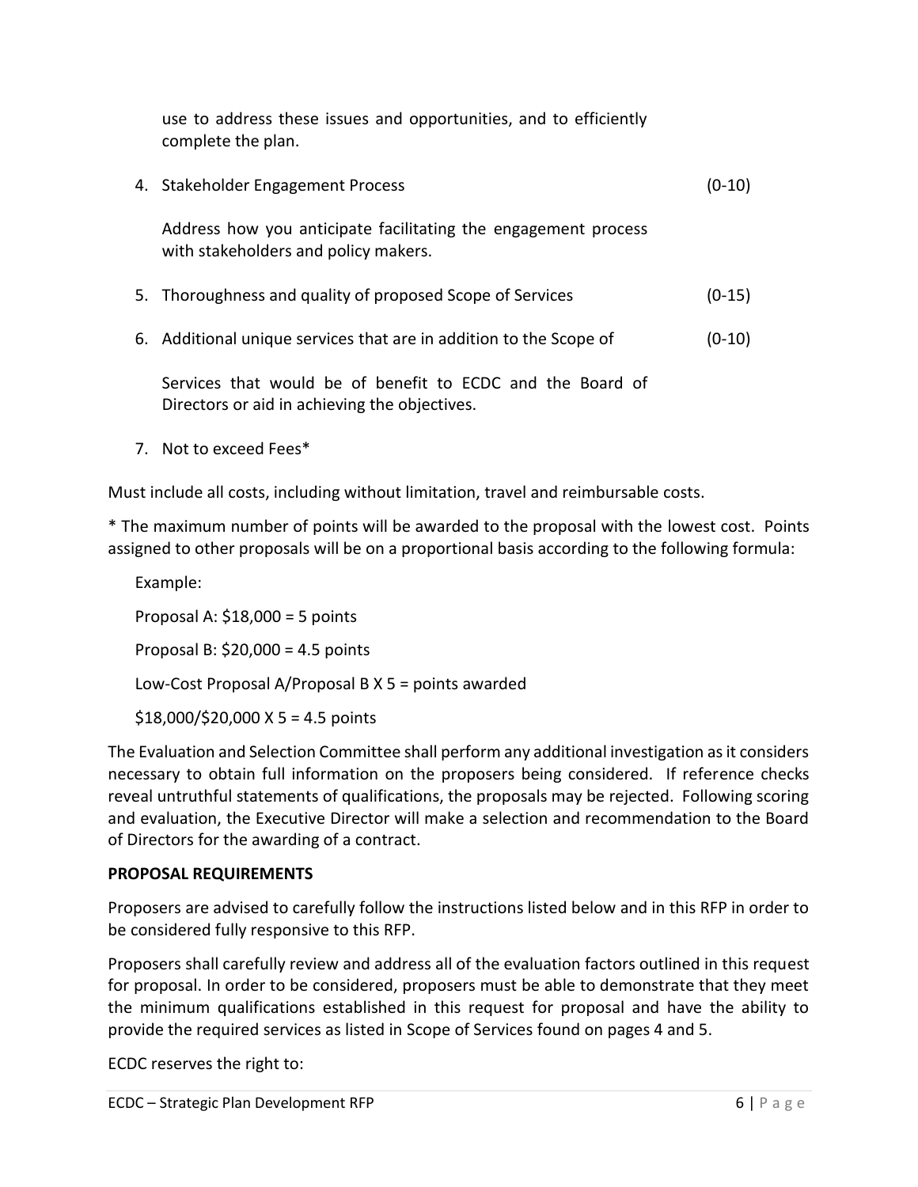use to address these issues and opportunities, and to efficiently complete the plan.

4. Stakeholder Engagement Process (0-10)

   Address how you anticipate facilitating the engagement process with stakeholders and policy makers.

5. Thoroughness and quality of proposed Scope of Services (0-15)

6. Additional unique services that are in addition to the Scope of (0-10)

   Services that would be of benefit to ECDC and the Board of Directors or aid in achieving the objectives.

7. Not to exceed Fees*

Must include all costs, including without limitation, travel and reimbursable costs.

* The maximum number of points will be awarded to the proposal with the lowest cost. Points assigned to other proposals will be on a proportional basis according to the following formula:

Example:

Proposal A: $18,000 = 5 points

Proposal B: $20,000 = 4.5 points

Low-Cost Proposal A/Proposal B X 5 = points awarded

$18,000/$20,000 X 5 = 4.5 points

The Evaluation and Selection Committee shall perform any additional investigation as it considers necessary to obtain full information on the proposers being considered. If reference checks reveal untruthful statements of qualifications, the proposals may be rejected. Following scoring and evaluation, the Executive Director will make a selection and recommendation to the Board of Directors for the awarding of a contract.

**PROPOSAL REQUIREMENTS**

Proposers are advised to carefully follow the instructions listed below and in this RFP in order to be considered fully responsive to this RFP.

Proposers shall carefully review and address all of the evaluation factors outlined in this request for proposal. In order to be considered, proposers must be able to demonstrate that they meet the minimum qualifications established in this request for proposal and have the ability to provide the required services as listed in Scope of Services found on pages 4 and 5.

ECDC reserves the right to: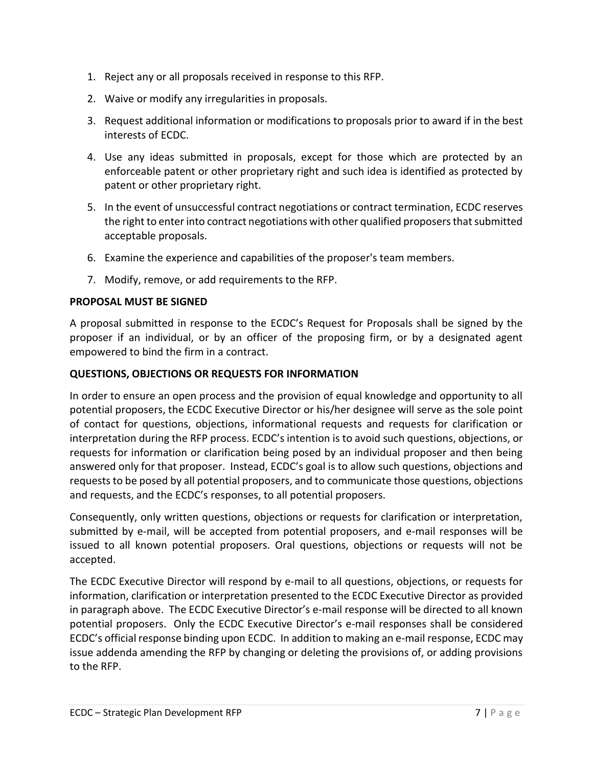1. Reject any or all proposals received in response to this RFP.
2. Waive or modify any irregularities in proposals.
3. Request additional information or modifications to proposals prior to award if in the best interests of ECDC.
4. Use any ideas submitted in proposals, except for those which are protected by an enforceable patent or other proprietary right and such idea is identified as protected by patent or other proprietary right.
5. In the event of unsuccessful contract negotiations or contract termination, ECDC reserves the right to enter into contract negotiations with other qualified proposers that submitted acceptable proposals.
6. Examine the experience and capabilities of the proposer's team members.
7. Modify, remove, or add requirements to the RFP.

**PROPOSAL MUST BE SIGNED**

A proposal submitted in response to the ECDC's Request for Proposals shall be signed by the proposer if an individual, or by an officer of the proposing firm, or by a designated agent empowered to bind the firm in a contract.

**QUESTIONS, OBJECTIONS OR REQUESTS FOR INFORMATION**

In order to ensure an open process and the provision of equal knowledge and opportunity to all potential proposers, the ECDC Executive Director or his/her designee will serve as the sole point of contact for questions, objections, informational requests and requests for clarification or interpretation during the RFP process. ECDC's intention is to avoid such questions, objections, or requests for information or clarification being posed by an individual proposer and then being answered only for that proposer. Instead, ECDC's goal is to allow such questions, objections and requests to be posed by all potential proposers, and to communicate those questions, objections and requests, and the ECDC's responses, to all potential proposers.

Consequently, only written questions, objections or requests for clarification or interpretation, submitted by e-mail, will be accepted from potential proposers, and e-mail responses will be issued to all known potential proposers. Oral questions, objections or requests will not be accepted.

The ECDC Executive Director will respond by e-mail to all questions, objections, or requests for information, clarification or interpretation presented to the ECDC Executive Director as provided in paragraph above. The ECDC Executive Director's e-mail response will be directed to all known potential proposers. Only the ECDC Executive Director's e-mail responses shall be considered ECDC's official response binding upon ECDC. In addition to making an e-mail response, ECDC may issue addenda amending the RFP by changing or deleting the provisions of, or adding provisions to the RFP.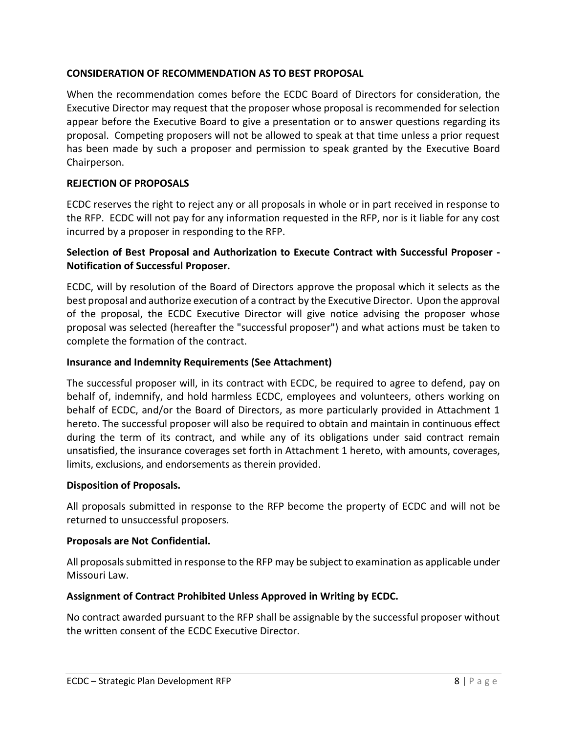**CONSIDERATION OF RECOMMENDATION AS TO BEST PROPOSAL**

When the recommendation comes before the ECDC Board of Directors for consideration, the Executive Director may request that the proposer whose proposal is recommended for selection appear before the Executive Board to give a presentation or to answer questions regarding its proposal. Competing proposers will not be allowed to speak at that time unless a prior request has been made by such a proposer and permission to speak granted by the Executive Board Chairperson.

**REJECTION OF PROPOSALS**

ECDC reserves the right to reject any or all proposals in whole or in part received in response to the RFP. ECDC will not pay for any information requested in the RFP, nor is it liable for any cost incurred by a proposer in responding to the RFP.

**Selection of Best Proposal and Authorization to Execute Contract with Successful Proposer - Notification of Successful Proposer.**

ECDC, will by resolution of the Board of Directors approve the proposal which it selects as the best proposal and authorize execution of a contract by the Executive Director. Upon the approval of the proposal, the ECDC Executive Director will give notice advising the proposer whose proposal was selected (hereafter the "successful proposer") and what actions must be taken to complete the formation of the contract.

**Insurance and Indemnity Requirements (See Attachment)**

The successful proposer will, in its contract with ECDC, be required to agree to defend, pay on behalf of, indemnify, and hold harmless ECDC, employees and volunteers, others working on behalf of ECDC, and/or the Board of Directors, as more particularly provided in Attachment 1 hereto. The successful proposer will also be required to obtain and maintain in continuous effect during the term of its contract, and while any of its obligations under said contract remain unsatisfied, the insurance coverages set forth in Attachment 1 hereto, with amounts, coverages, limits, exclusions, and endorsements as therein provided.

**Disposition of Proposals.**

All proposals submitted in response to the RFP become the property of ECDC and will not be returned to unsuccessful proposers.

**Proposals are Not Confidential.**

All proposals submitted in response to the RFP may be subject to examination as applicable under Missouri Law.

**Assignment of Contract Prohibited Unless Approved in Writing by ECDC.**

No contract awarded pursuant to the RFP shall be assignable by the successful proposer without the written consent of the ECDC Executive Director.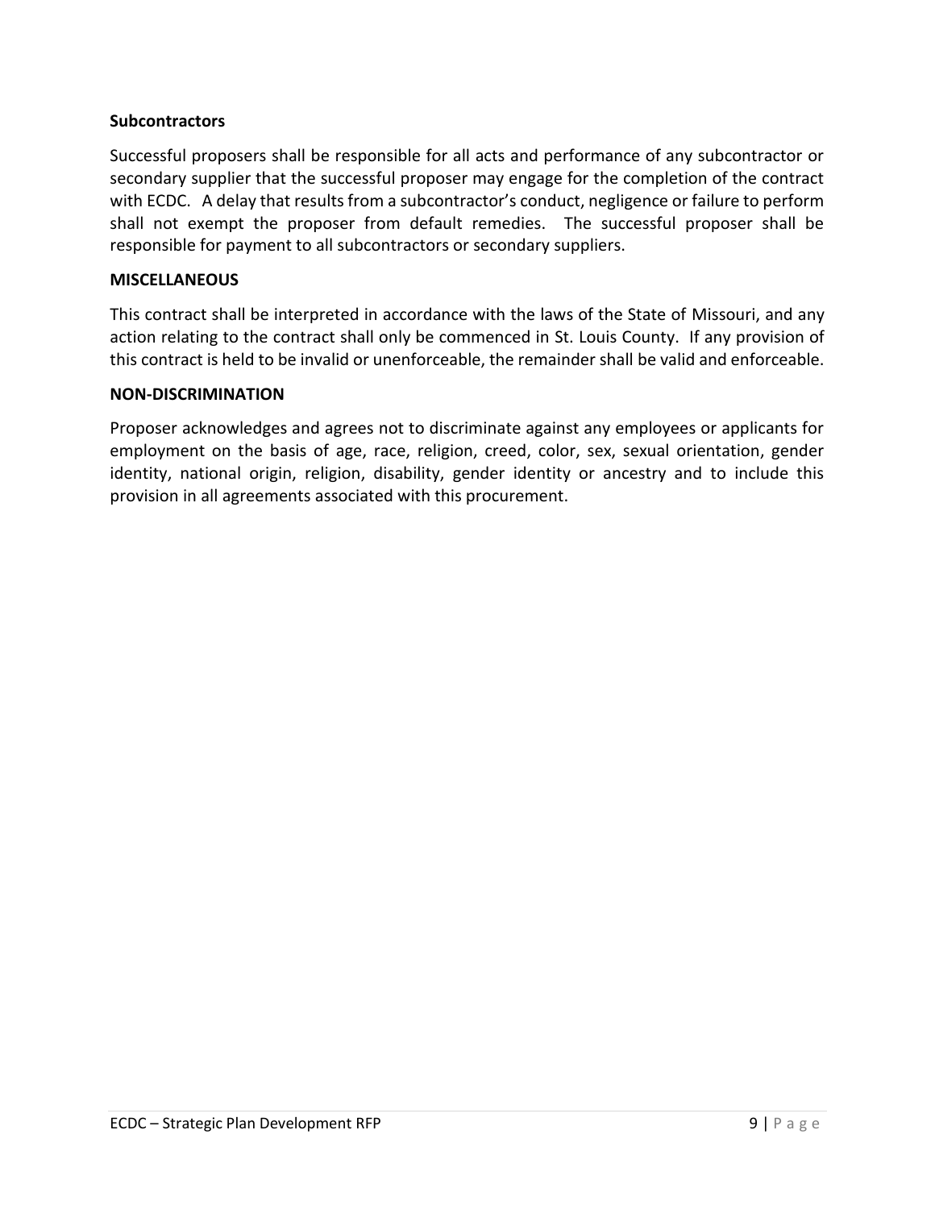**Subcontractors**

Successful proposers shall be responsible for all acts and performance of any subcontractor or secondary supplier that the successful proposer may engage for the completion of the contract with ECDC. A delay that results from a subcontractor's conduct, negligence or failure to perform shall not exempt the proposer from default remedies. The successful proposer shall be responsible for payment to all subcontractors or secondary suppliers.

**MISCELLANEOUS**

This contract shall be interpreted in accordance with the laws of the State of Missouri, and any action relating to the contract shall only be commenced in St. Louis County. If any provision of this contract is held to be invalid or unenforceable, the remainder shall be valid and enforceable.

**NON-DISCRIMINATION**

Proposer acknowledges and agrees not to discriminate against any employees or applicants for employment on the basis of age, race, religion, creed, color, sex, sexual orientation, gender identity, national origin, religion, disability, gender identity or ancestry and to include this provision in all agreements associated with this procurement.